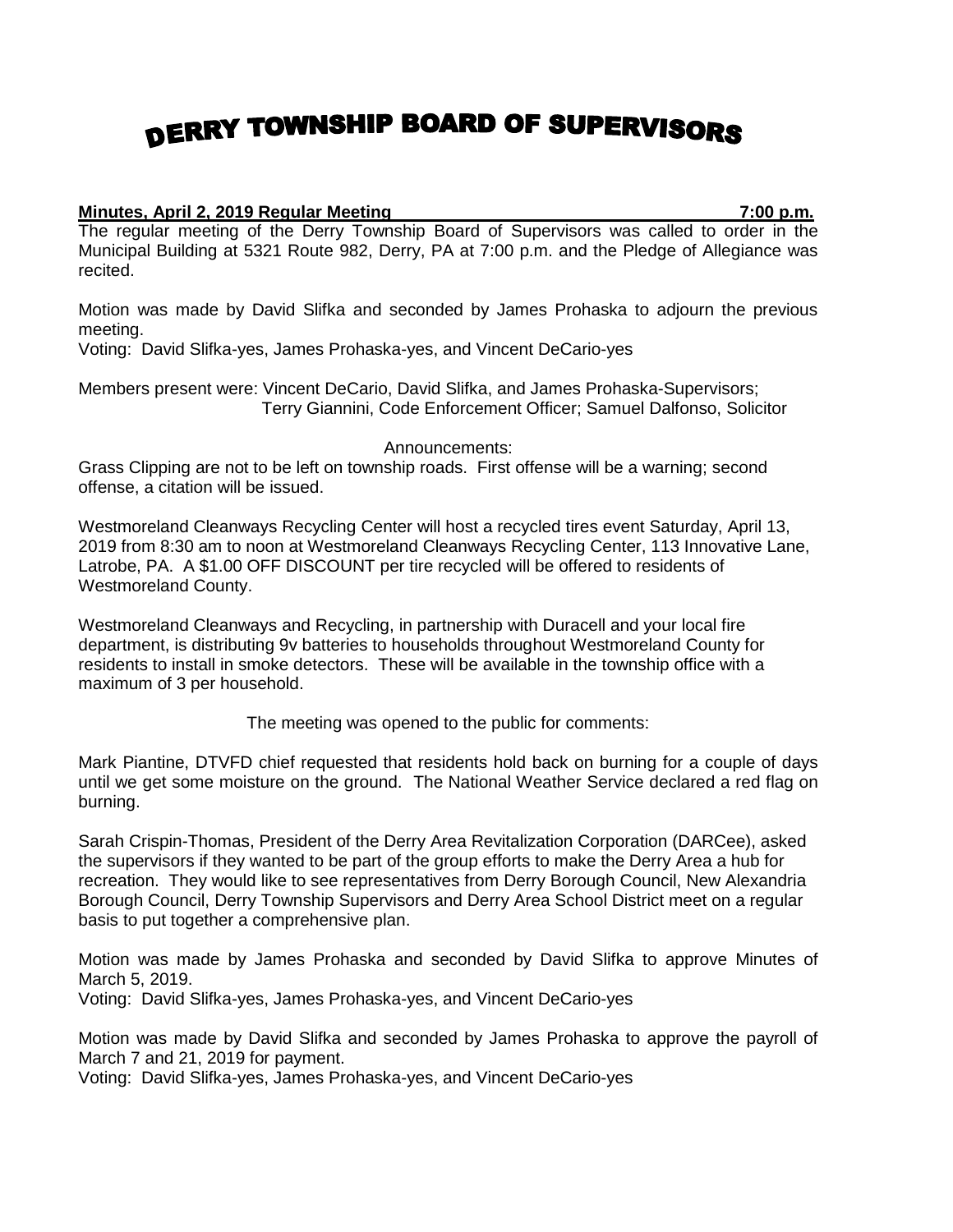# DERRY TOWNSHIP BOARD OF SUPERVISORS

**Minutes, April 2, 2019 Regular Meeting 7:00 p.m.**

The regular meeting of the Derry Township Board of Supervisors was called to order in the Municipal Building at 5321 Route 982, Derry, PA at 7:00 p.m. and the Pledge of Allegiance was recited.

Motion was made by David Slifka and seconded by James Prohaska to adjourn the previous meeting.
Voting: David Slifka-yes, James Prohaska-yes, and Vincent DeCario-yes

Members present were: Vincent DeCario, David Slifka, and James Prohaska-Supervisors;
Terry Giannini, Code Enforcement Officer; Samuel Dalfonso, Solicitor

Announcements:

Grass Clipping are not to be left on township roads. First offense will be a warning; second offense, a citation will be issued.

Westmoreland Cleanways Recycling Center will host a recycled tires event Saturday, April 13, 2019 from 8:30 am to noon at Westmoreland Cleanways Recycling Center, 113 Innovative Lane, Latrobe, PA. A $1.00 OFF DISCOUNT per tire recycled will be offered to residents of Westmoreland County.

Westmoreland Cleanways and Recycling, in partnership with Duracell and your local fire department, is distributing 9v batteries to households throughout Westmoreland County for residents to install in smoke detectors. These will be available in the township office with a maximum of 3 per household.

The meeting was opened to the public for comments:

Mark Piantine, DTVFD chief requested that residents hold back on burning for a couple of days until we get some moisture on the ground. The National Weather Service declared a red flag on burning.

Sarah Crispin-Thomas, President of the Derry Area Revitalization Corporation (DARCee), asked the supervisors if they wanted to be part of the group efforts to make the Derry Area a hub for recreation. They would like to see representatives from Derry Borough Council, New Alexandria Borough Council, Derry Township Supervisors and Derry Area School District meet on a regular basis to put together a comprehensive plan.

Motion was made by James Prohaska and seconded by David Slifka to approve Minutes of March 5, 2019.
Voting: David Slifka-yes, James Prohaska-yes, and Vincent DeCario-yes

Motion was made by David Slifka and seconded by James Prohaska to approve the payroll of March 7 and 21, 2019 for payment.
Voting: David Slifka-yes, James Prohaska-yes, and Vincent DeCario-yes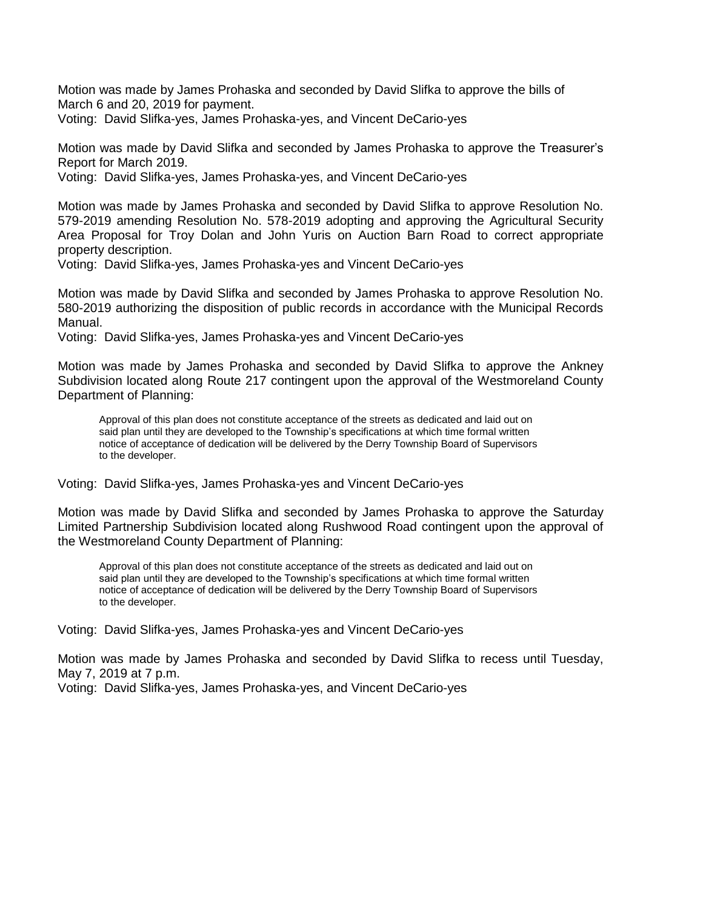Motion was made by James Prohaska and seconded by David Slifka to approve the bills of March 6 and 20, 2019 for payment.
Voting: David Slifka-yes, James Prohaska-yes, and Vincent DeCario-yes

Motion was made by David Slifka and seconded by James Prohaska to approve the Treasurer's Report for March 2019.
Voting: David Slifka-yes, James Prohaska-yes, and Vincent DeCario-yes

Motion was made by James Prohaska and seconded by David Slifka to approve Resolution No. 579-2019 amending Resolution No. 578-2019 adopting and approving the Agricultural Security Area Proposal for Troy Dolan and John Yuris on Auction Barn Road to correct appropriate property description.
Voting: David Slifka-yes, James Prohaska-yes and Vincent DeCario-yes

Motion was made by David Slifka and seconded by James Prohaska to approve Resolution No. 580-2019 authorizing the disposition of public records in accordance with the Municipal Records Manual.
Voting: David Slifka-yes, James Prohaska-yes and Vincent DeCario-yes

Motion was made by James Prohaska and seconded by David Slifka to approve the Ankney Subdivision located along Route 217 contingent upon the approval of the Westmoreland County Department of Planning:

> Approval of this plan does not constitute acceptance of the streets as dedicated and laid out on said plan until they are developed to the Township's specifications at which time formal written notice of acceptance of dedication will be delivered by the Derry Township Board of Supervisors to the developer.

Voting: David Slifka-yes, James Prohaska-yes and Vincent DeCario-yes

Motion was made by David Slifka and seconded by James Prohaska to approve the Saturday Limited Partnership Subdivision located along Rushwood Road contingent upon the approval of the Westmoreland County Department of Planning:

> Approval of this plan does not constitute acceptance of the streets as dedicated and laid out on said plan until they are developed to the Township's specifications at which time formal written notice of acceptance of dedication will be delivered by the Derry Township Board of Supervisors to the developer.

Voting: David Slifka-yes, James Prohaska-yes and Vincent DeCario-yes

Motion was made by James Prohaska and seconded by David Slifka to recess until Tuesday, May 7, 2019 at 7 p.m.
Voting: David Slifka-yes, James Prohaska-yes, and Vincent DeCario-yes